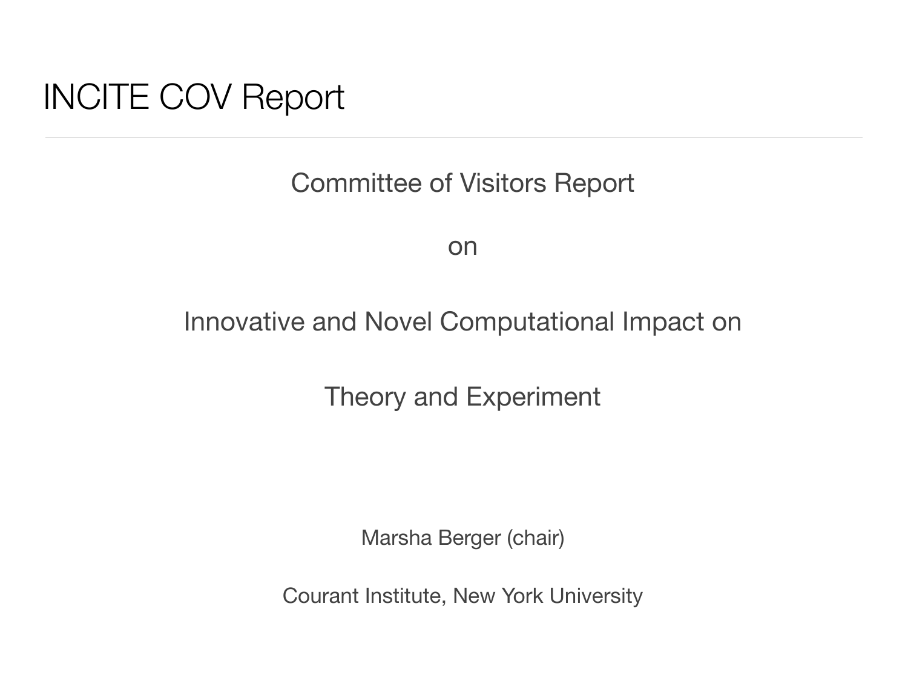# INCITE COV Report

Committee of Visitors Report

on

Innovative and Novel Computational Impact on

Theory and Experiment

Marsha Berger (chair)

Courant Institute, New York University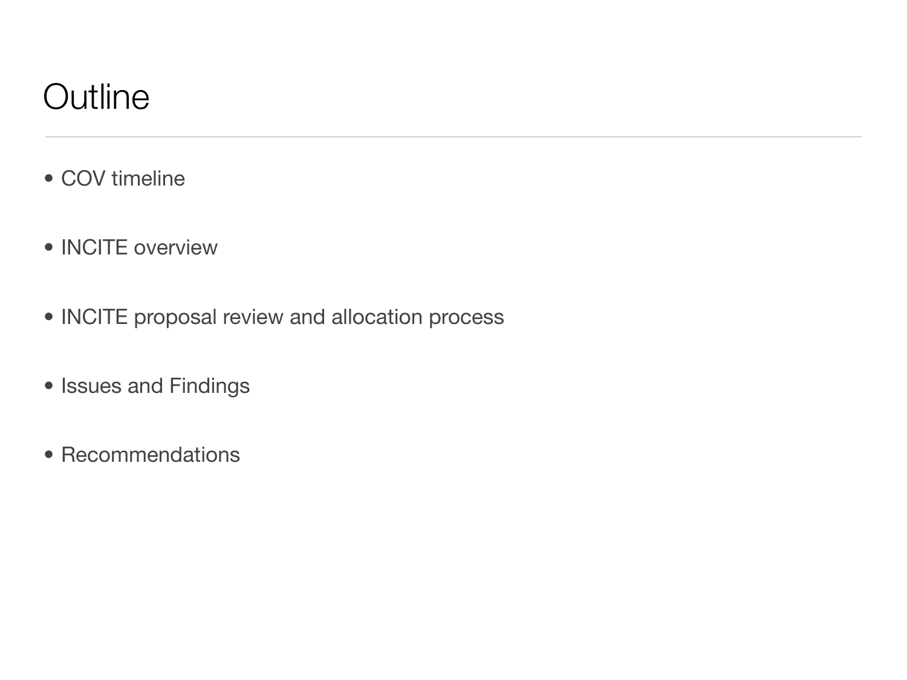# Outline

- COV timeline
- INCITE overview
- INCITE proposal review and allocation process
- Issues and Findings
- Recommendations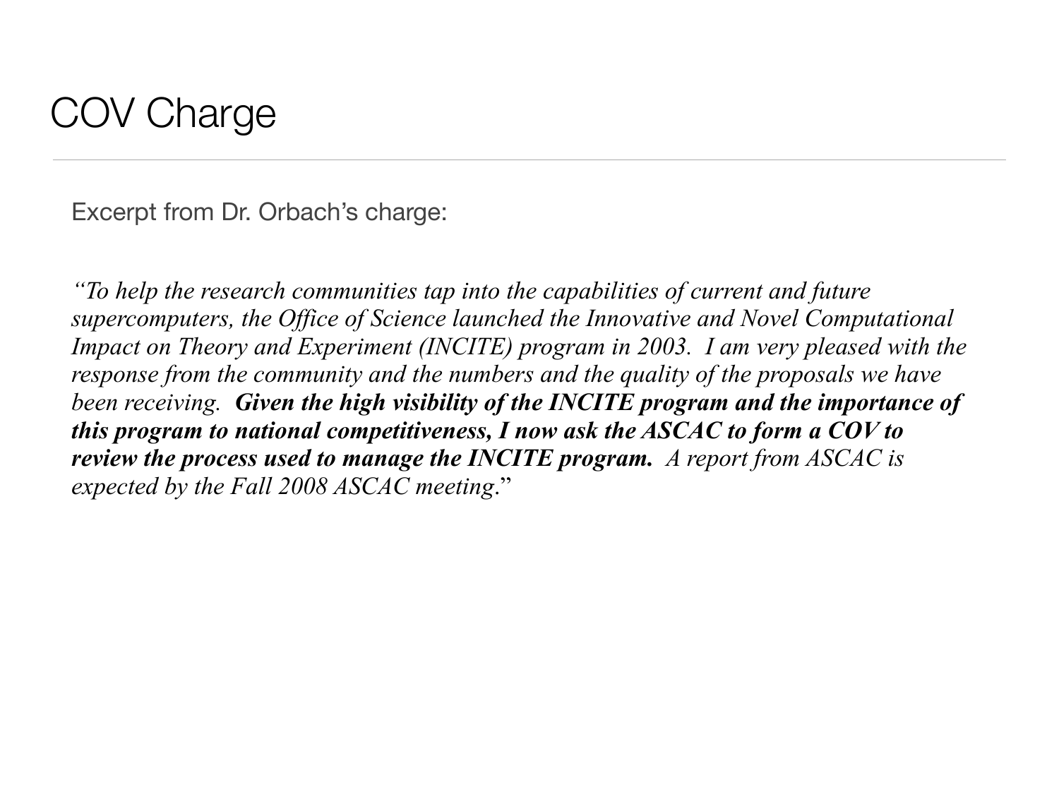# COV Charge

Excerpt from Dr. Orbach's charge:

*"To help the research communities tap into the capabilities of current and future supercomputers, the Office of Science launched the Innovative and Novel Computational Impact on Theory and Experiment (INCITE) program in 2003. I am very pleased with the response from the community and the numbers and the quality of the proposals we have been receiving.* ***Given the high visibility of the INCITE program and the importance of this program to national competitiveness, I now ask the ASCAC to form a COV to review the process used to manage the INCITE program.*** *A report from ASCAC is expected by the Fall 2008 ASCAC meeting*."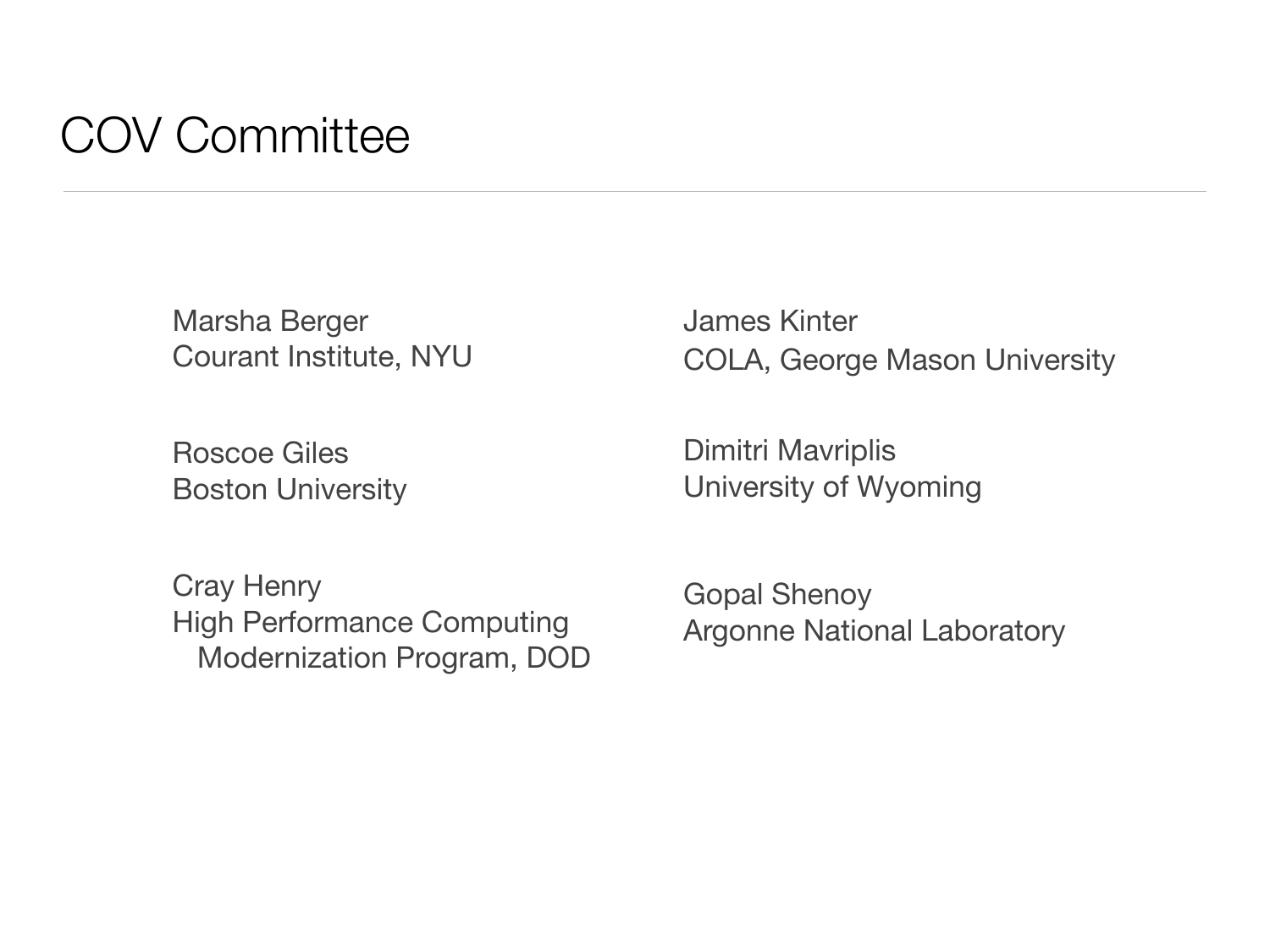# COV Committee

Marsha Berger
Courant Institute, NYU

Roscoe Giles
Boston University

Cray Henry
High Performance Computing
Modernization Program, DOD

James Kinter
COLA, George Mason University

Dimitri Mavriplis
University of Wyoming

Gopal Shenoy
Argonne National Laboratory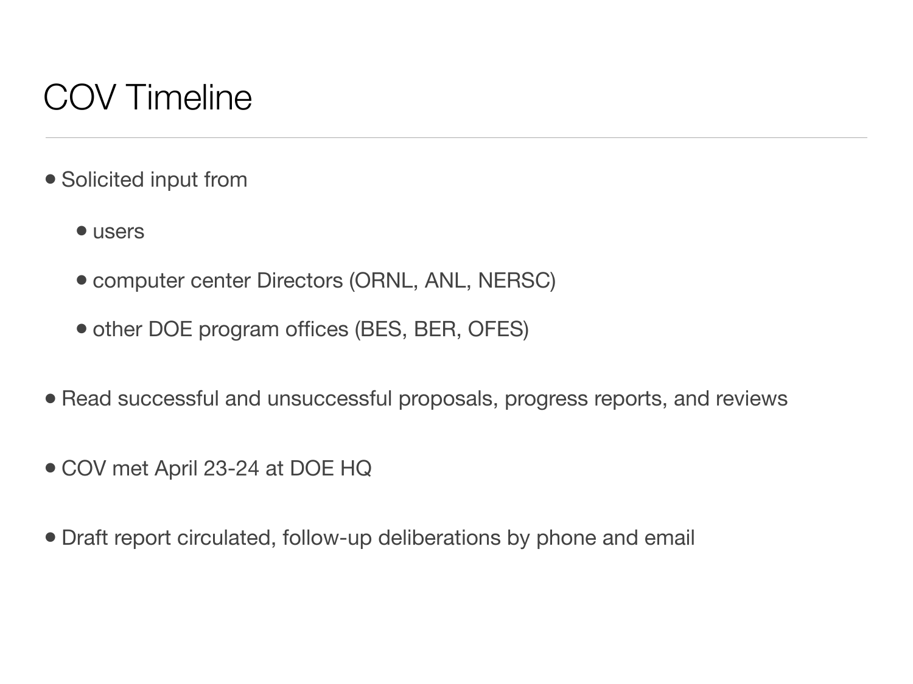# COV Timeline

- Solicited input from
  - users
  - computer center Directors (ORNL, ANL, NERSC)
  - other DOE program offices (BES, BER, OFES)
- Read successful and unsuccessful proposals, progress reports, and reviews
- COV met April 23-24 at DOE HQ
- Draft report circulated, follow-up deliberations by phone and email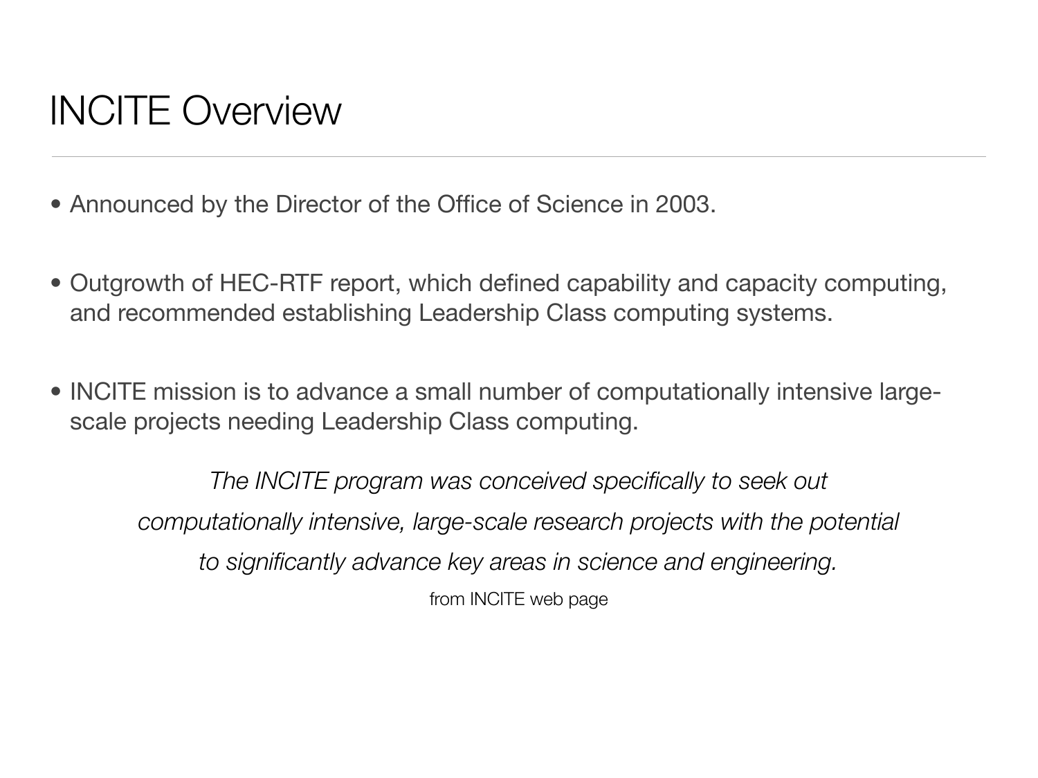# INCITE Overview

- Announced by the Director of the Office of Science in 2003.
- Outgrowth of HEC-RTF report, which defined capability and capacity computing, and recommended establishing Leadership Class computing systems.
- INCITE mission is to advance a small number of computationally intensive large-scale projects needing Leadership Class computing.

*The INCITE program was conceived specifically to seek out computationally intensive, large-scale research projects with the potential to significantly advance key areas in science and engineering.*

from INCITE web page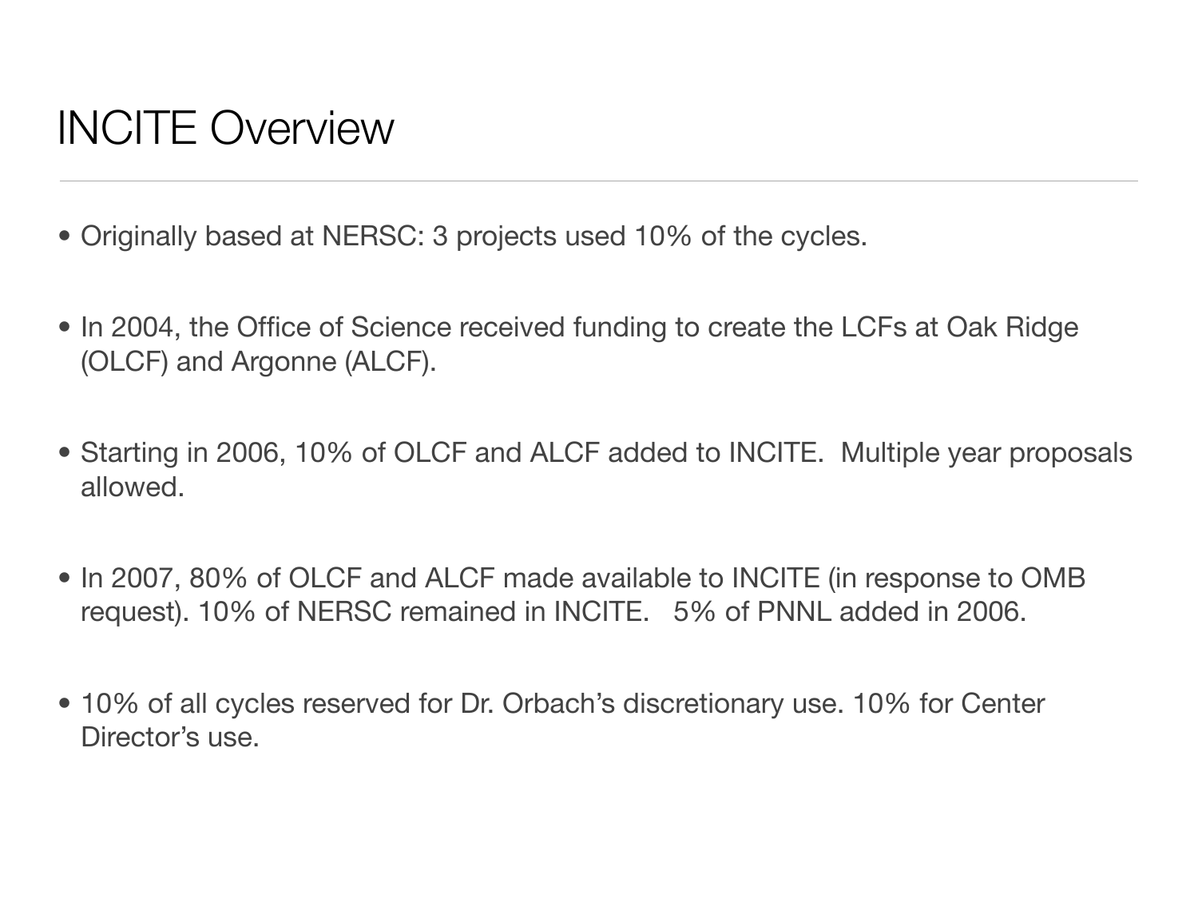# INCITE Overview

- Originally based at NERSC: 3 projects used 10% of the cycles.
- In 2004, the Office of Science received funding to create the LCFs at Oak Ridge (OLCF) and Argonne (ALCF).
- Starting in 2006, 10% of OLCF and ALCF added to INCITE. Multiple year proposals allowed.
- In 2007, 80% of OLCF and ALCF made available to INCITE (in response to OMB request). 10% of NERSC remained in INCITE. 5% of PNNL added in 2006.
- 10% of all cycles reserved for Dr. Orbach's discretionary use. 10% for Center Director's use.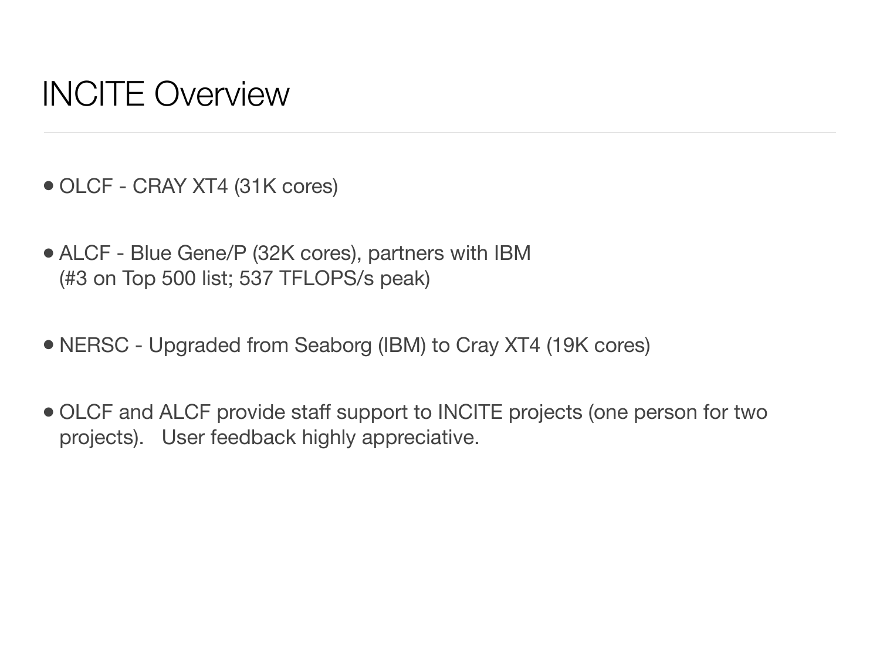# INCITE Overview

- OLCF - CRAY XT4 (31K cores)
- ALCF - Blue Gene/P (32K cores), partners with IBM (#3 on Top 500 list; 537 TFLOPS/s peak)
- NERSC - Upgraded from Seaborg (IBM) to Cray XT4 (19K cores)
- OLCF and ALCF provide staff support to INCITE projects (one person for two projects). User feedback highly appreciative.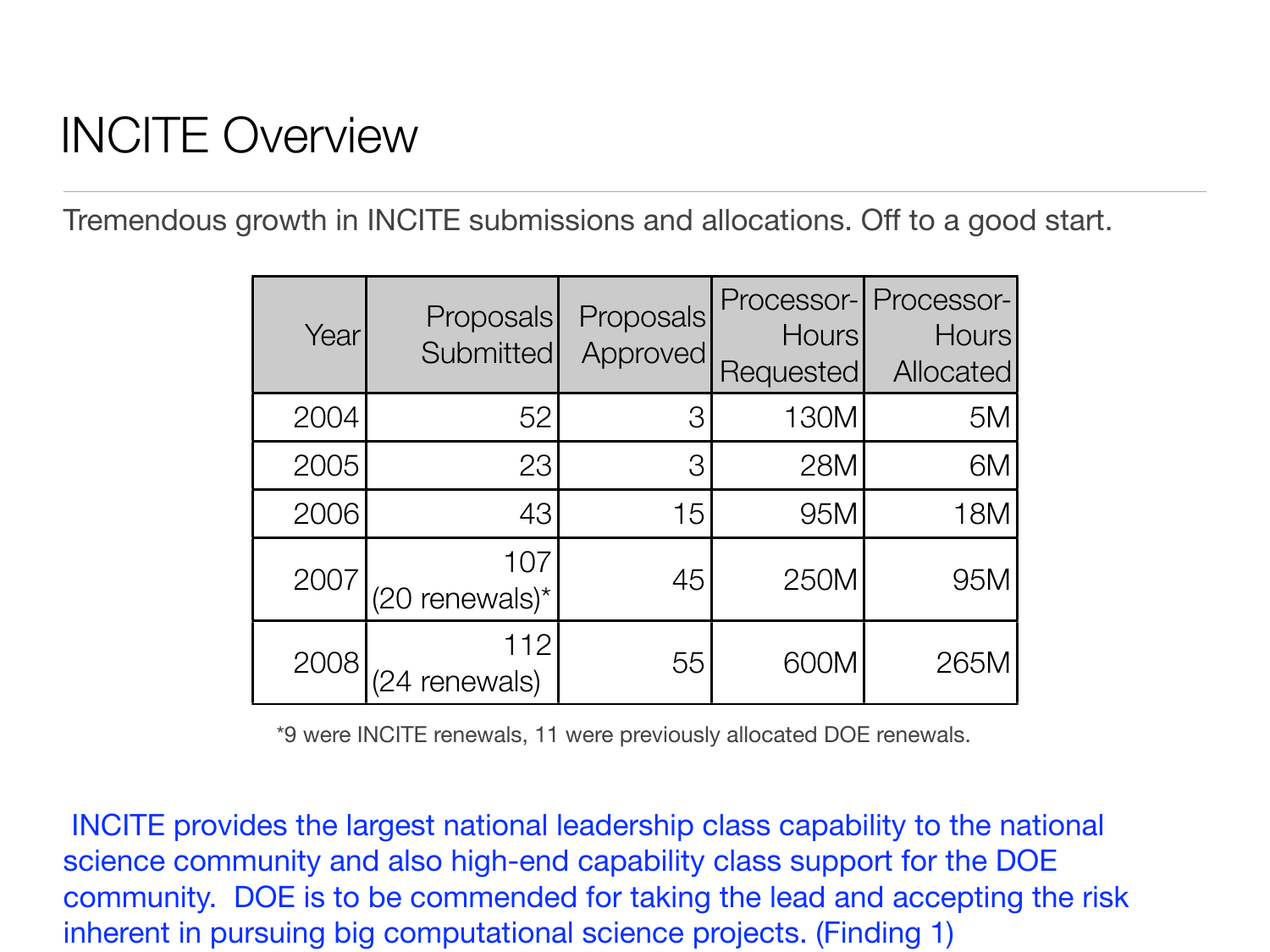# INCITE Overview

Tremendous growth in INCITE submissions and allocations. Off to a good start.

| Year | Proposals Submitted | Proposals Approved | Processor-Hours Requested | Processor-Hours Allocated |
|---|---|---|---|---|
| 2004 | 52 | 3 | 130M | 5M |
| 2005 | 23 | 3 | 28M | 6M |
| 2006 | 43 | 15 | 95M | 18M |
| 2007 | 107 (20 renewals)* | 45 | 250M | 95M |
| 2008 | 112 (24 renewals) | 55 | 600M | 265M |

*9 were INCITE renewals, 11 were previously allocated DOE renewals.

INCITE provides the largest national leadership class capability to the national science community and also high-end capability class support for the DOE community. DOE is to be commended for taking the lead and accepting the risk inherent in pursuing big computational science projects. (Finding 1)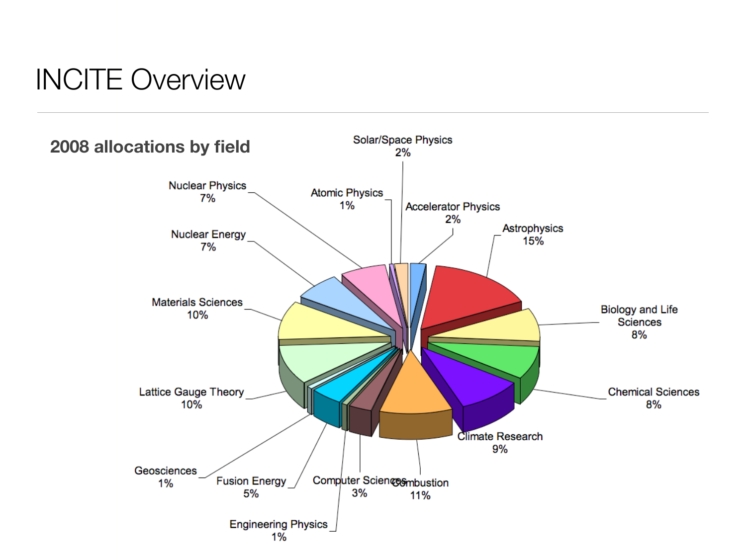# INCITE Overview

## 2008 allocations by field

| Field | Allocation |
| --- | --- |
| Solar/Space Physics | 2% |
| Accelerator Physics | 2% |
| Astrophysics | 15% |
| Biology and Life Sciences | 8% |
| Chemical Sciences | 8% |
| Climate Research | 9% |
| Combustion | 11% |
| Computer Sciences | 3% |
| Engineering Physics | 1% |
| Fusion Energy | 5% |
| Geosciences | 1% |
| Lattice Gauge Theory | 10% |
| Materials Sciences | 10% |
| Nuclear Energy | 7% |
| Nuclear Physics | 7% |
| Atomic Physics | 1% |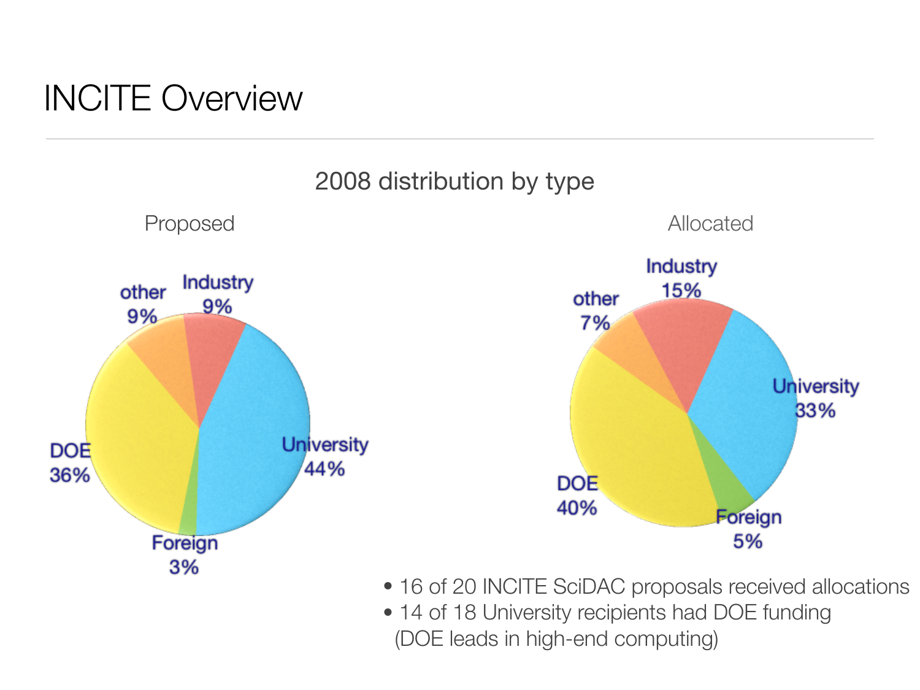# INCITE Overview

## 2008 distribution by type

**Proposed**

| Type | Share |
| --- | --- |
| other | 9% |
| Industry | 9% |
| University | 44% |
| Foreign | 3% |
| DOE | 36% |

**Allocated**

| Type | Share |
| --- | --- |
| other | 7% |
| Industry | 15% |
| University | 33% |
| Foreign | 5% |
| DOE | 40% |

- 16 of 20 INCITE SciDAC proposals received allocations
- 14 of 18 University recipients had DOE funding (DOE leads in high-end computing)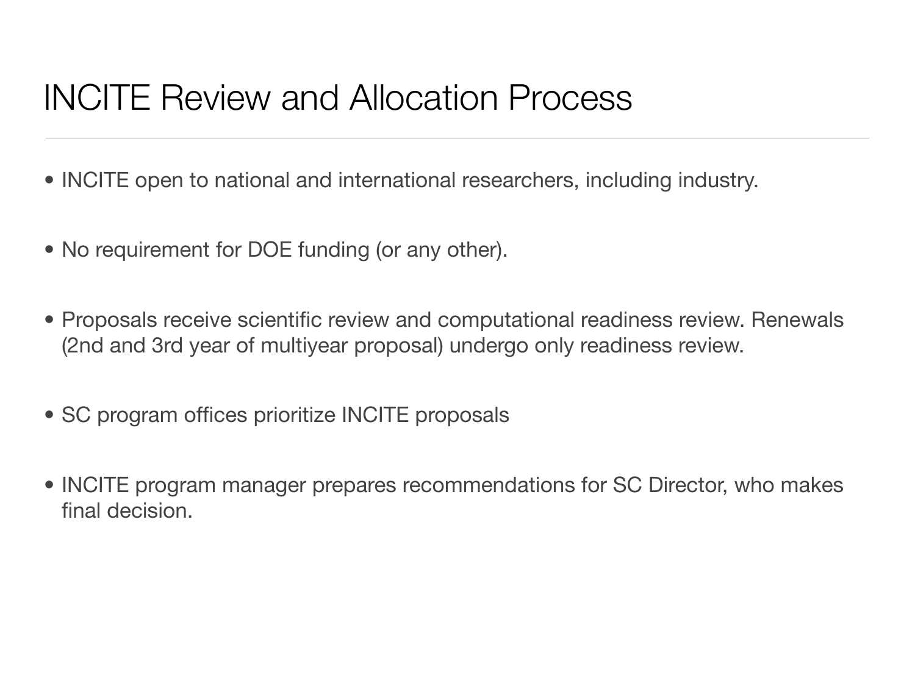# INCITE Review and Allocation Process

- INCITE open to national and international researchers, including industry.
- No requirement for DOE funding (or any other).
- Proposals receive scientific review and computational readiness review. Renewals (2nd and 3rd year of multiyear proposal) undergo only readiness review.
- SC program offices prioritize INCITE proposals
- INCITE program manager prepares recommendations for SC Director, who makes final decision.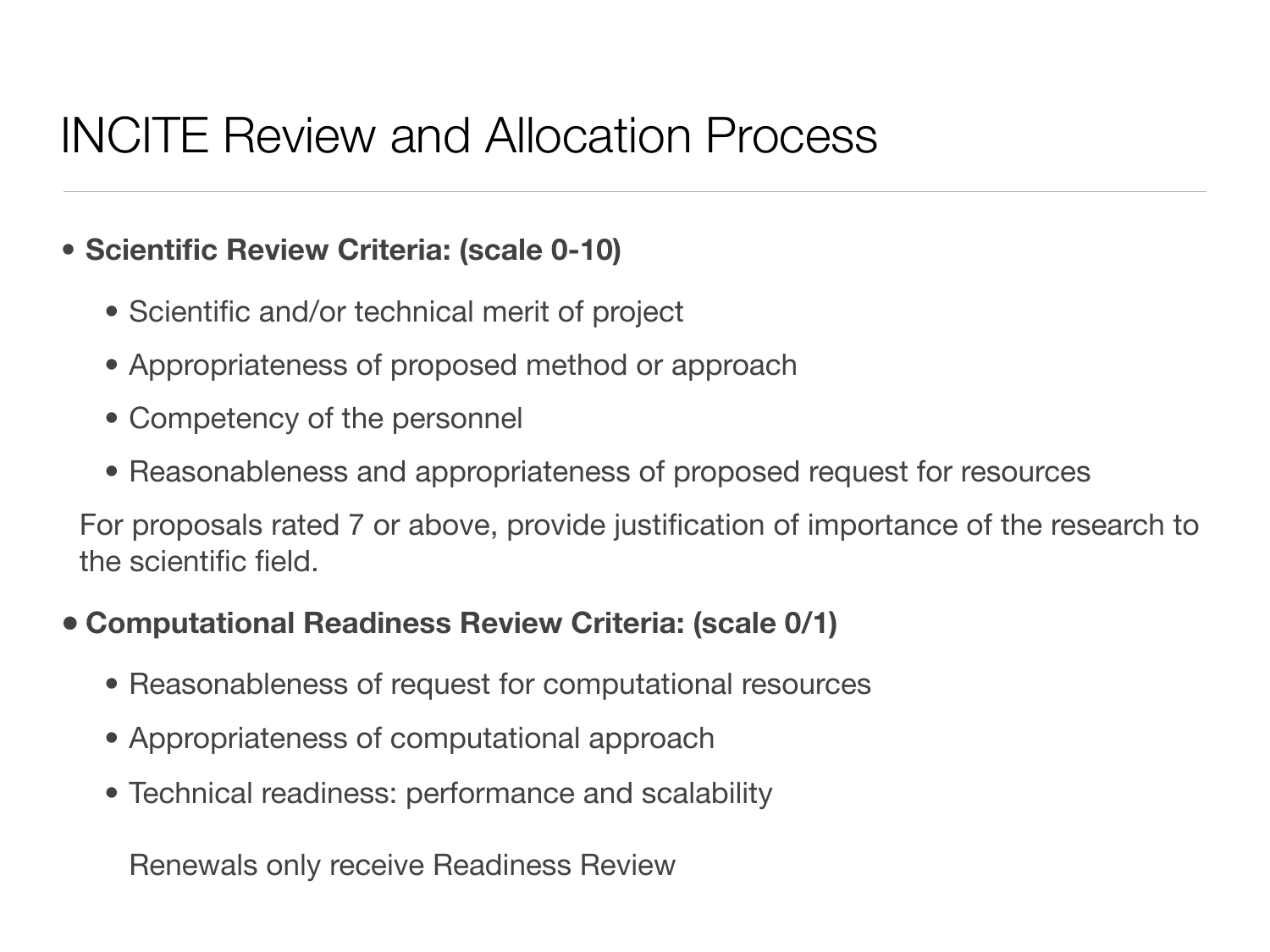# INCITE Review and Allocation Process

- **Scientific Review Criteria: (scale 0-10)**
  - Scientific and/or technical merit of project
  - Appropriateness of proposed method or approach
  - Competency of the personnel
  - Reasonableness and appropriateness of proposed request for resources

  For proposals rated 7 or above, provide justification of importance of the research to the scientific field.

- **Computational Readiness Review Criteria: (scale 0/1)**
  - Reasonableness of request for computational resources
  - Appropriateness of computational approach
  - Technical readiness: performance and scalability

  Renewals only receive Readiness Review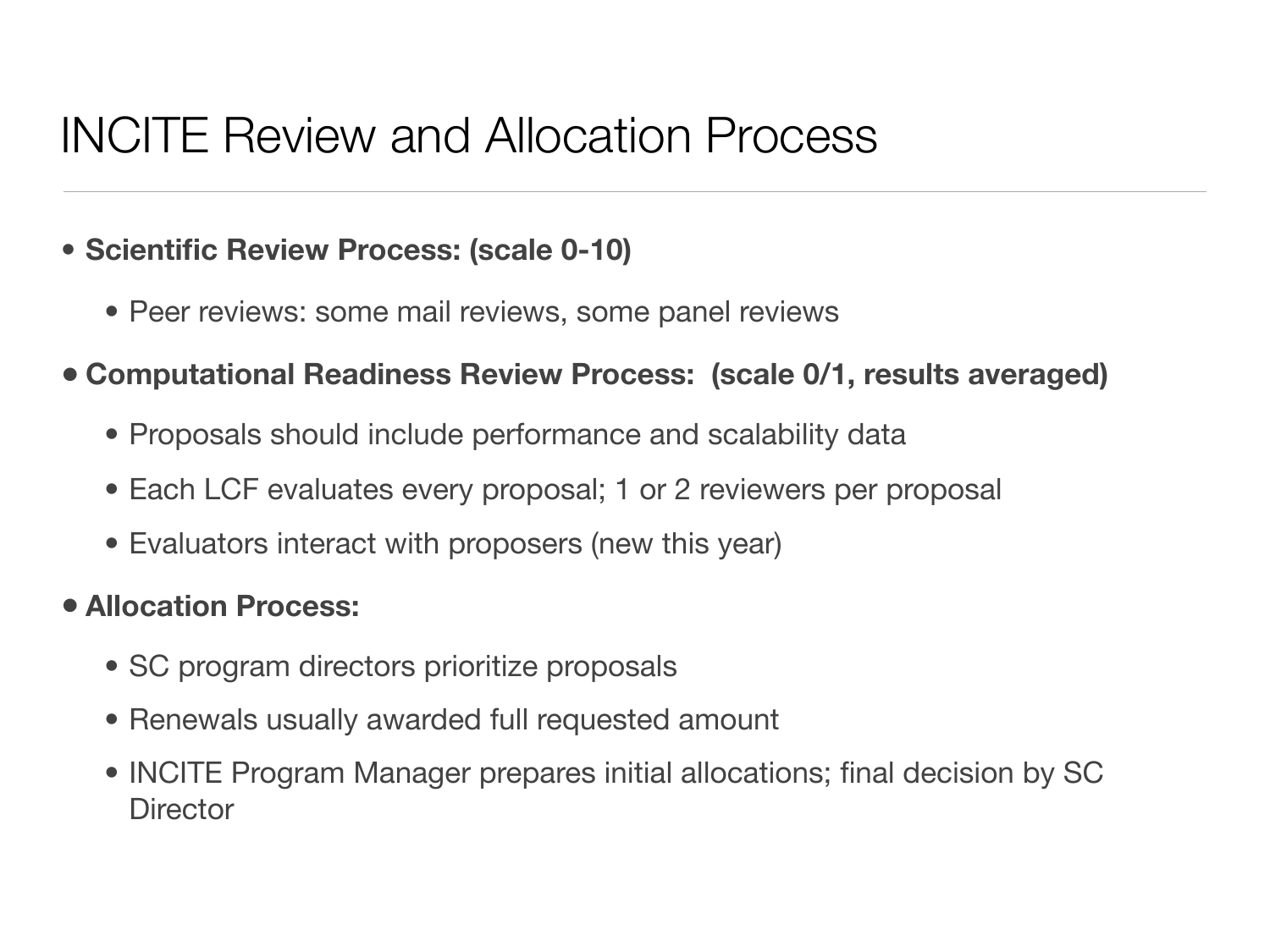# INCITE Review and Allocation Process

- **Scientific Review Process: (scale 0-10)**
  - Peer reviews: some mail reviews, some panel reviews
- **Computational Readiness Review Process: (scale 0/1, results averaged)**
  - Proposals should include performance and scalability data
  - Each LCF evaluates every proposal; 1 or 2 reviewers per proposal
  - Evaluators interact with proposers (new this year)
- **Allocation Process:**
  - SC program directors prioritize proposals
  - Renewals usually awarded full requested amount
  - INCITE Program Manager prepares initial allocations; final decision by SC Director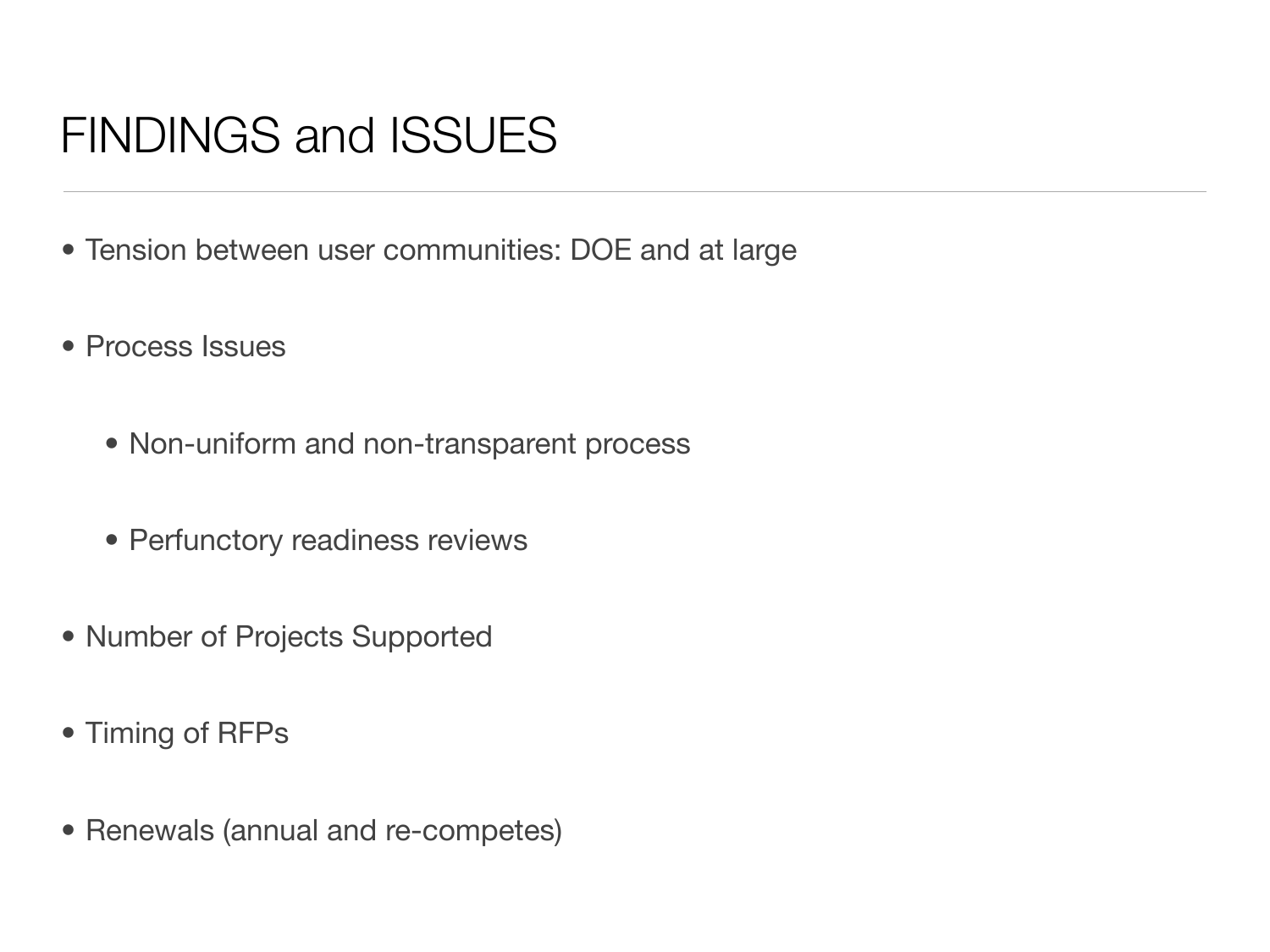# FINDINGS and ISSUES

- Tension between user communities: DOE and at large
- Process Issues
  - Non-uniform and non-transparent process
  - Perfunctory readiness reviews
- Number of Projects Supported
- Timing of RFPs
- Renewals (annual and re-competes)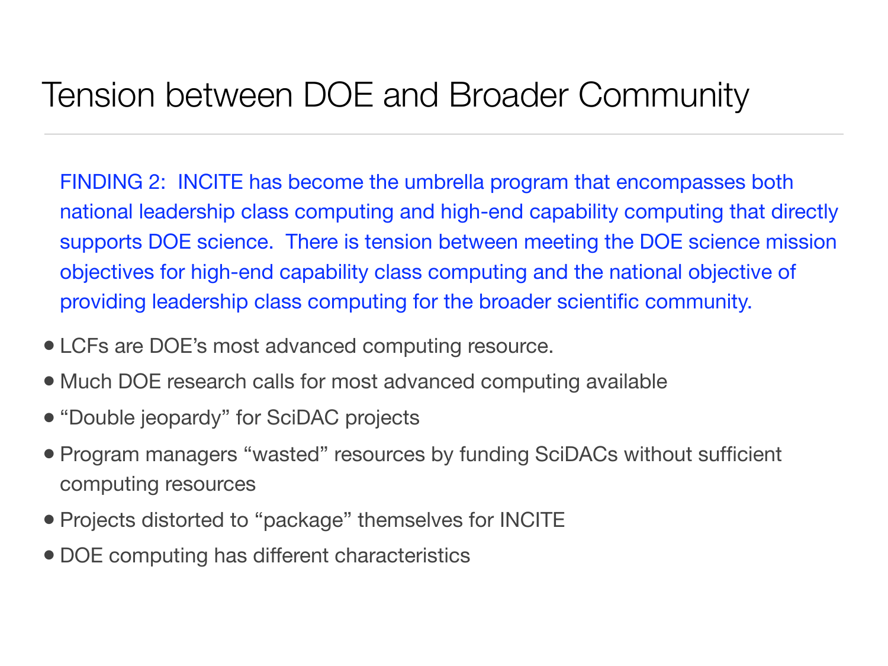# Tension between DOE and Broader Community

FINDING 2: INCITE has become the umbrella program that encompasses both national leadership class computing and high-end capability computing that directly supports DOE science. There is tension between meeting the DOE science mission objectives for high-end capability class computing and the national objective of providing leadership class computing for the broader scientific community.

- LCFs are DOE's most advanced computing resource.
- Much DOE research calls for most advanced computing available
- "Double jeopardy" for SciDAC projects
- Program managers "wasted" resources by funding SciDACs without sufficient computing resources
- Projects distorted to "package" themselves for INCITE
- DOE computing has different characteristics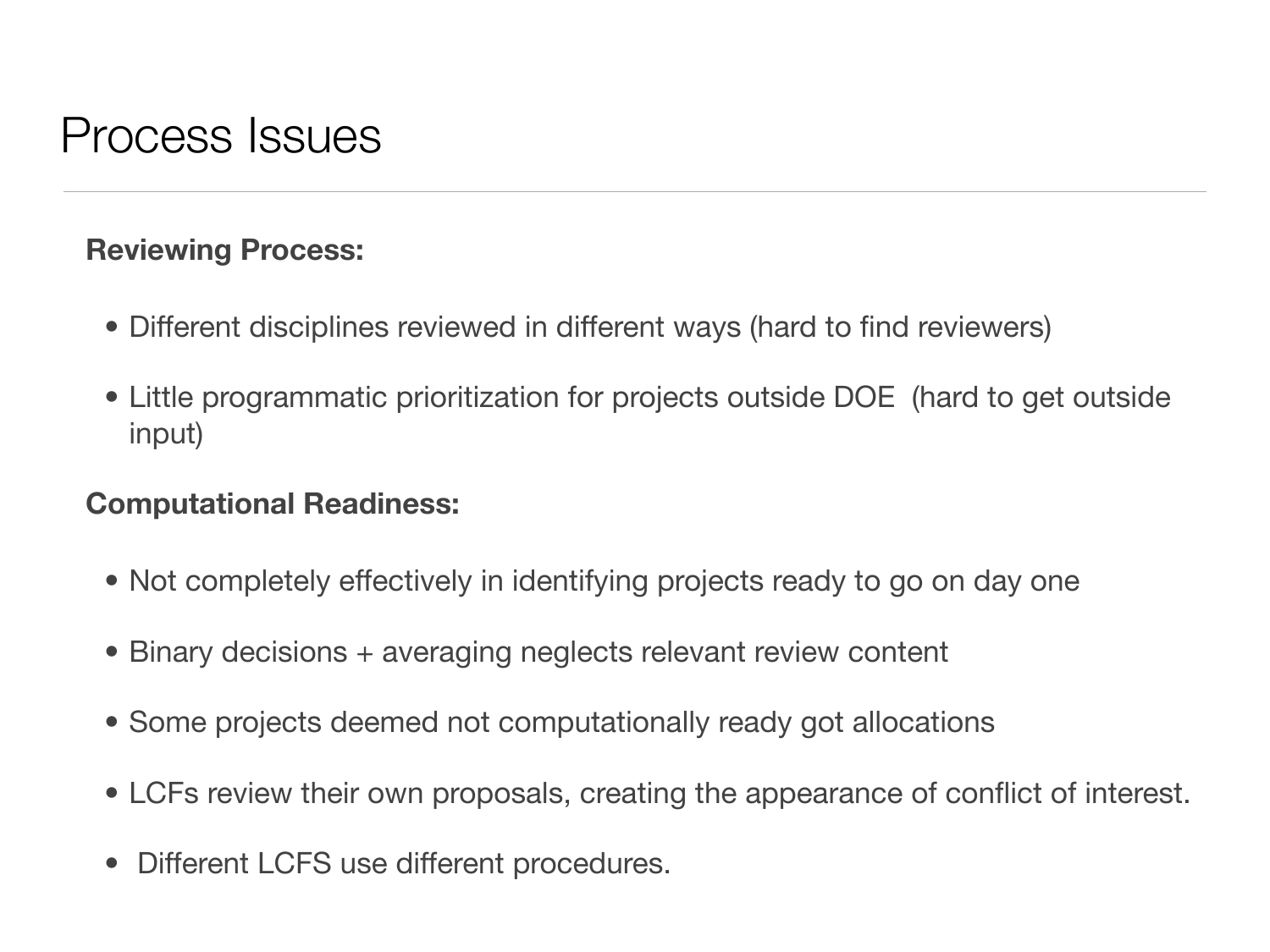# Process Issues

**Reviewing Process:**

- Different disciplines reviewed in different ways (hard to find reviewers)
- Little programmatic prioritization for projects outside DOE (hard to get outside input)

**Computational Readiness:**

- Not completely effectively in identifying projects ready to go on day one
- Binary decisions + averaging neglects relevant review content
- Some projects deemed not computationally ready got allocations
- LCFs review their own proposals, creating the appearance of conflict of interest.
- Different LCFS use different procedures.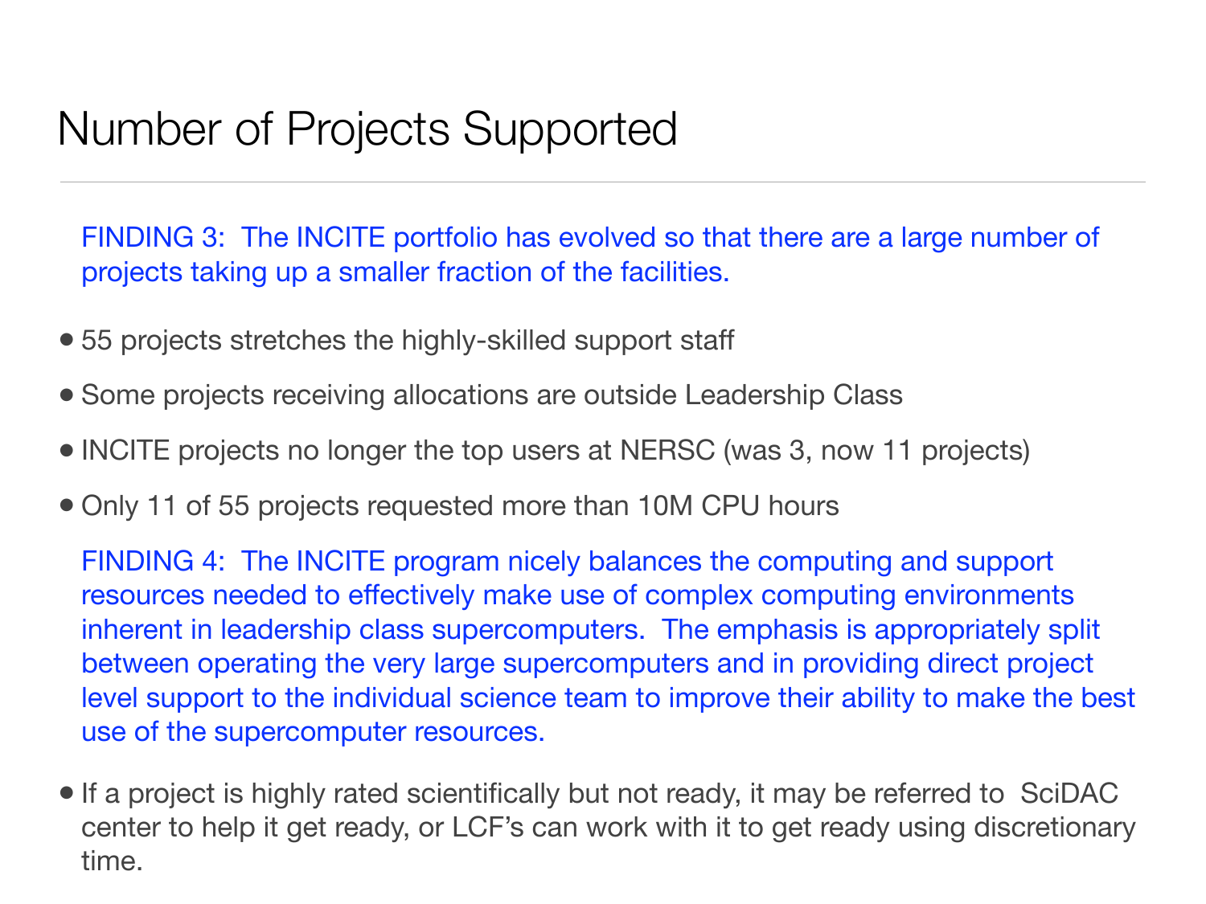# Number of Projects Supported

FINDING 3: The INCITE portfolio has evolved so that there are a large number of projects taking up a smaller fraction of the facilities.

- 55 projects stretches the highly-skilled support staff
- Some projects receiving allocations are outside Leadership Class
- INCITE projects no longer the top users at NERSC (was 3, now 11 projects)
- Only 11 of 55 projects requested more than 10M CPU hours

FINDING 4: The INCITE program nicely balances the computing and support resources needed to effectively make use of complex computing environments inherent in leadership class supercomputers. The emphasis is appropriately split between operating the very large supercomputers and in providing direct project level support to the individual science team to improve their ability to make the best use of the supercomputer resources.

- If a project is highly rated scientifically but not ready, it may be referred to SciDAC center to help it get ready, or LCF's can work with it to get ready using discretionary time.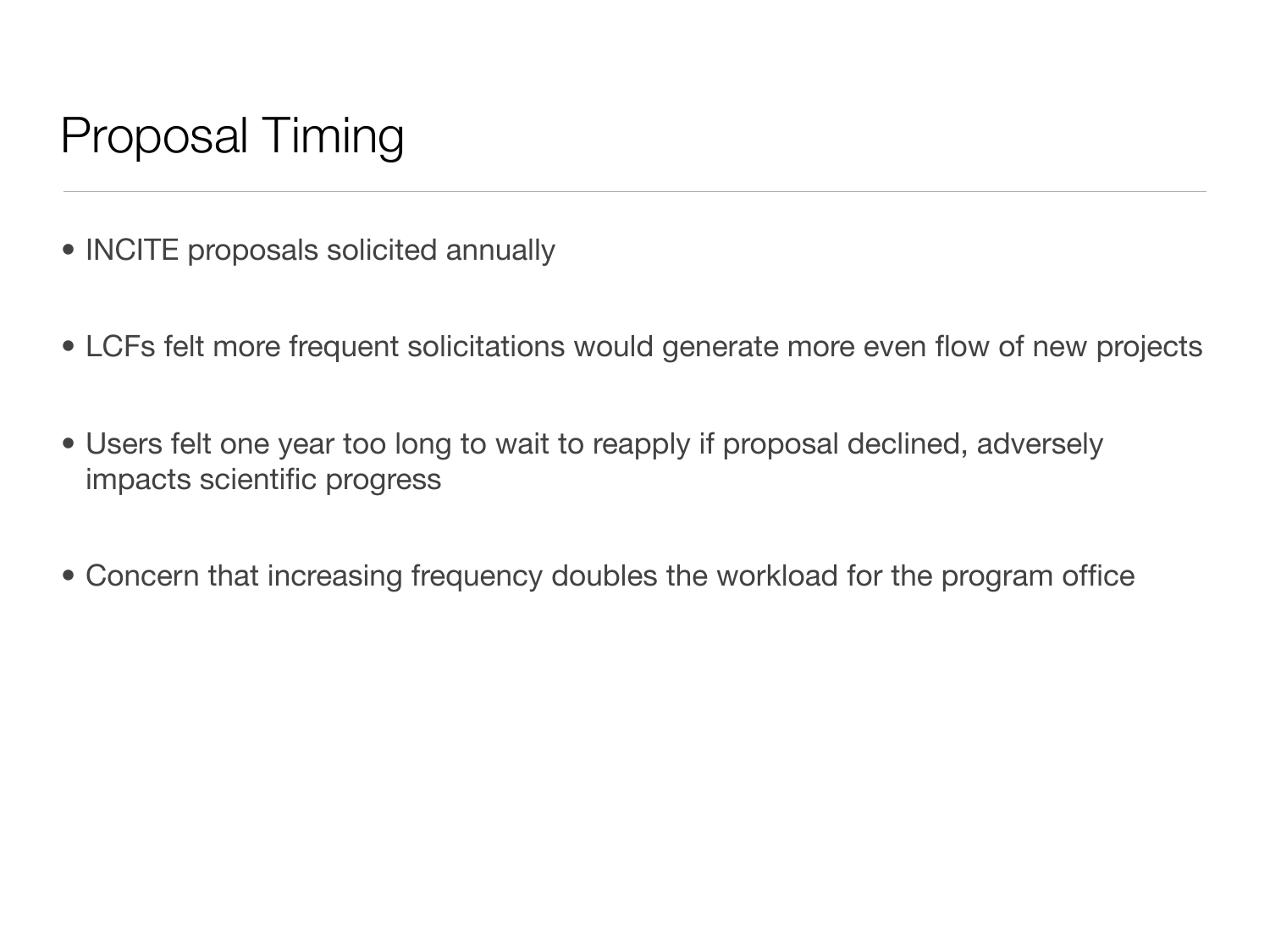# Proposal Timing

- INCITE proposals solicited annually
- LCFs felt more frequent solicitations would generate more even flow of new projects
- Users felt one year too long to wait to reapply if proposal declined, adversely impacts scientific progress
- Concern that increasing frequency doubles the workload for the program office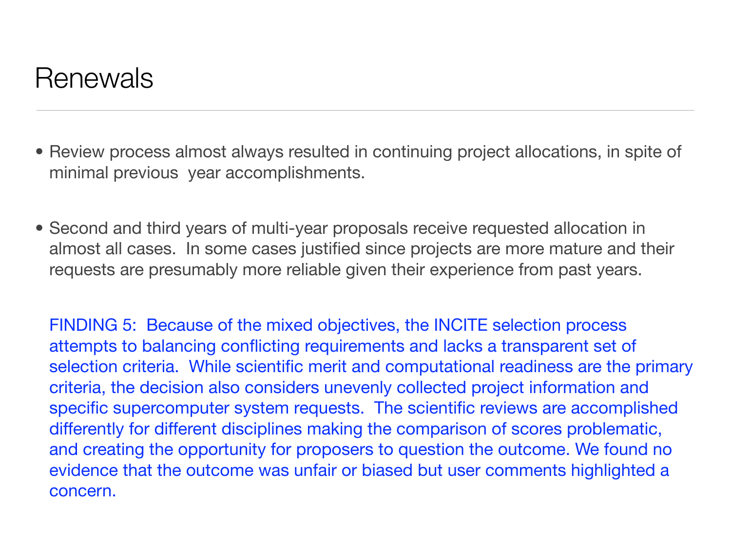# Renewals

- Review process almost always resulted in continuing project allocations, in spite of minimal previous year accomplishments.

- Second and third years of multi-year proposals receive requested allocation in almost all cases. In some cases justified since projects are more mature and their requests are presumably more reliable given their experience from past years.

FINDING 5: Because of the mixed objectives, the INCITE selection process attempts to balancing conflicting requirements and lacks a transparent set of selection criteria. While scientific merit and computational readiness are the primary criteria, the decision also considers unevenly collected project information and specific supercomputer system requests. The scientific reviews are accomplished differently for different disciplines making the comparison of scores problematic, and creating the opportunity for proposers to question the outcome. We found no evidence that the outcome was unfair or biased but user comments highlighted a concern.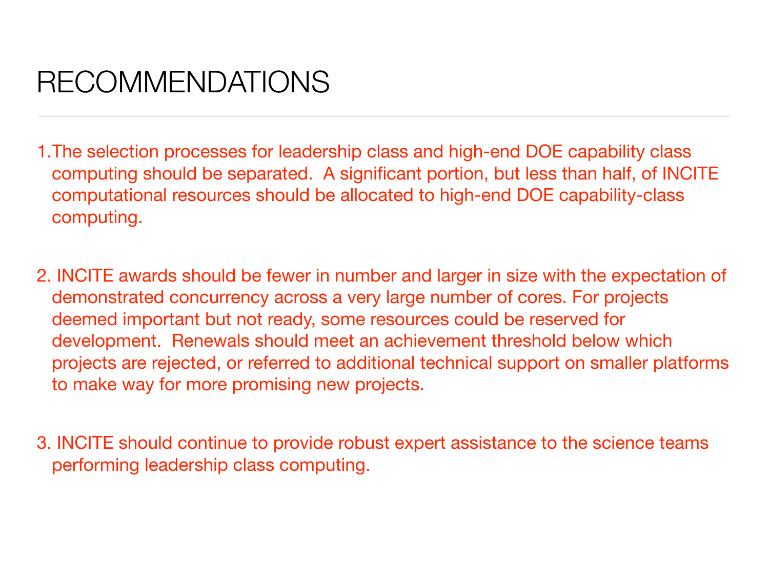# RECOMMENDATIONS

1. The selection processes for leadership class and high-end DOE capability class computing should be separated. A significant portion, but less than half, of INCITE computational resources should be allocated to high-end DOE capability-class computing.

2. INCITE awards should be fewer in number and larger in size with the expectation of demonstrated concurrency across a very large number of cores. For projects deemed important but not ready, some resources could be reserved for development. Renewals should meet an achievement threshold below which projects are rejected, or referred to additional technical support on smaller platforms to make way for more promising new projects.

3. INCITE should continue to provide robust expert assistance to the science teams performing leadership class computing.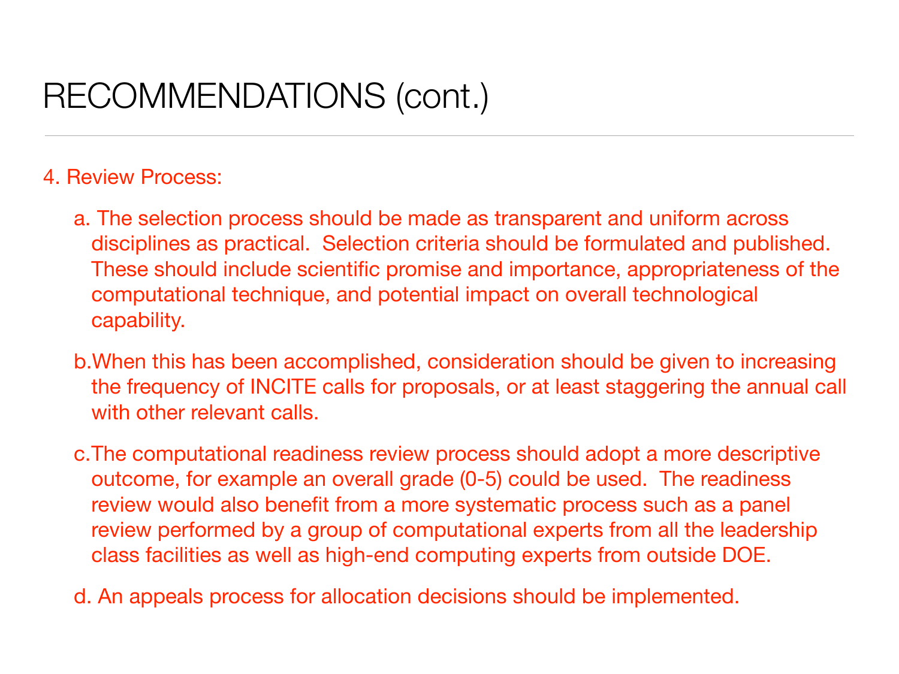# RECOMMENDATIONS (cont.)

4. Review Process:

   a. The selection process should be made as transparent and uniform across disciplines as practical. Selection criteria should be formulated and published. These should include scientific promise and importance, appropriateness of the computational technique, and potential impact on overall technological capability.

   b. When this has been accomplished, consideration should be given to increasing the frequency of INCITE calls for proposals, or at least staggering the annual call with other relevant calls.

   c. The computational readiness review process should adopt a more descriptive outcome, for example an overall grade (0-5) could be used. The readiness review would also benefit from a more systematic process such as a panel review performed by a group of computational experts from all the leadership class facilities as well as high-end computing experts from outside DOE.

   d. An appeals process for allocation decisions should be implemented.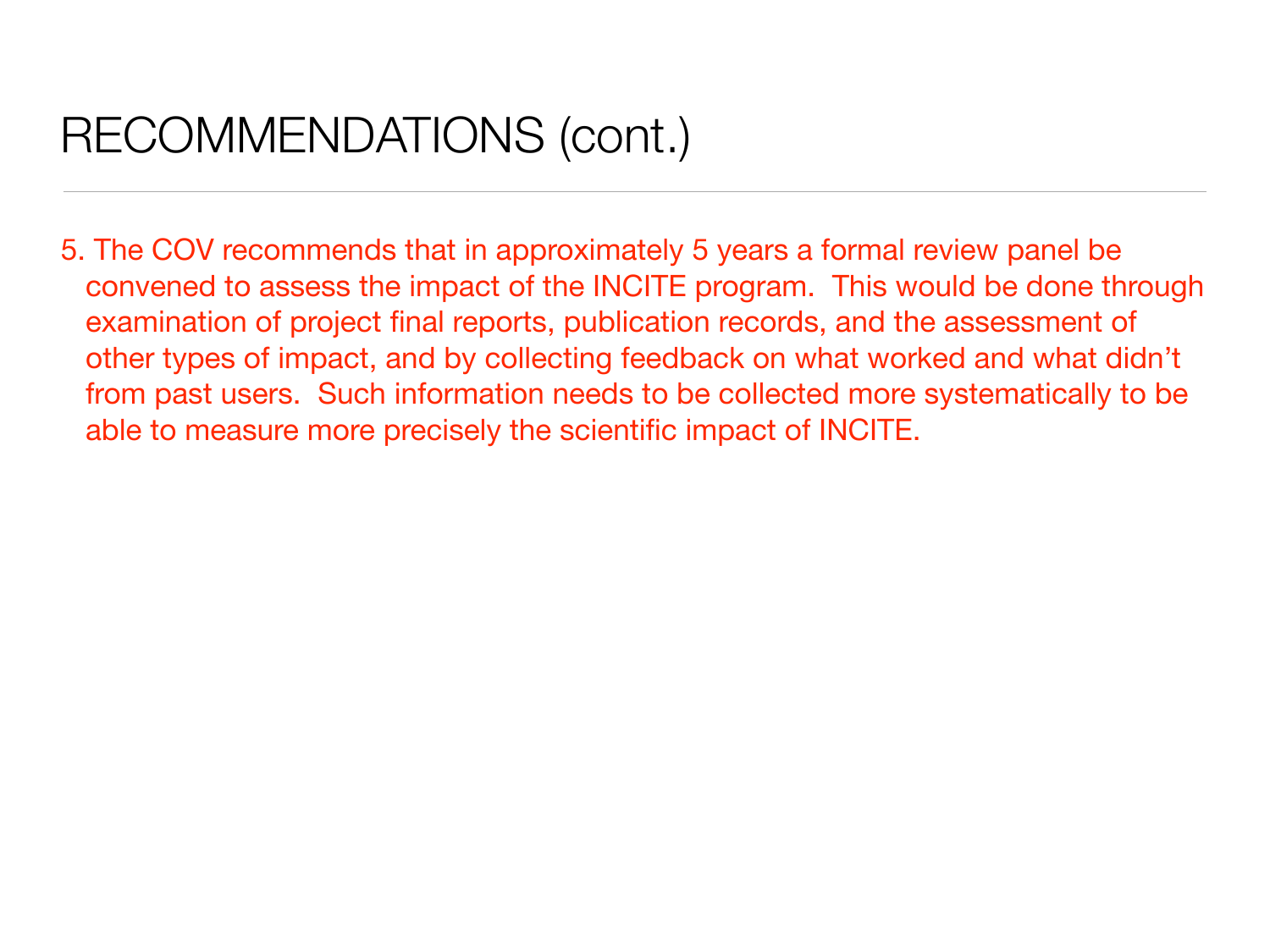# RECOMMENDATIONS (cont.)

5. The COV recommends that in approximately 5 years a formal review panel be convened to assess the impact of the INCITE program. This would be done through examination of project final reports, publication records, and the assessment of other types of impact, and by collecting feedback on what worked and what didn't from past users. Such information needs to be collected more systematically to be able to measure more precisely the scientific impact of INCITE.